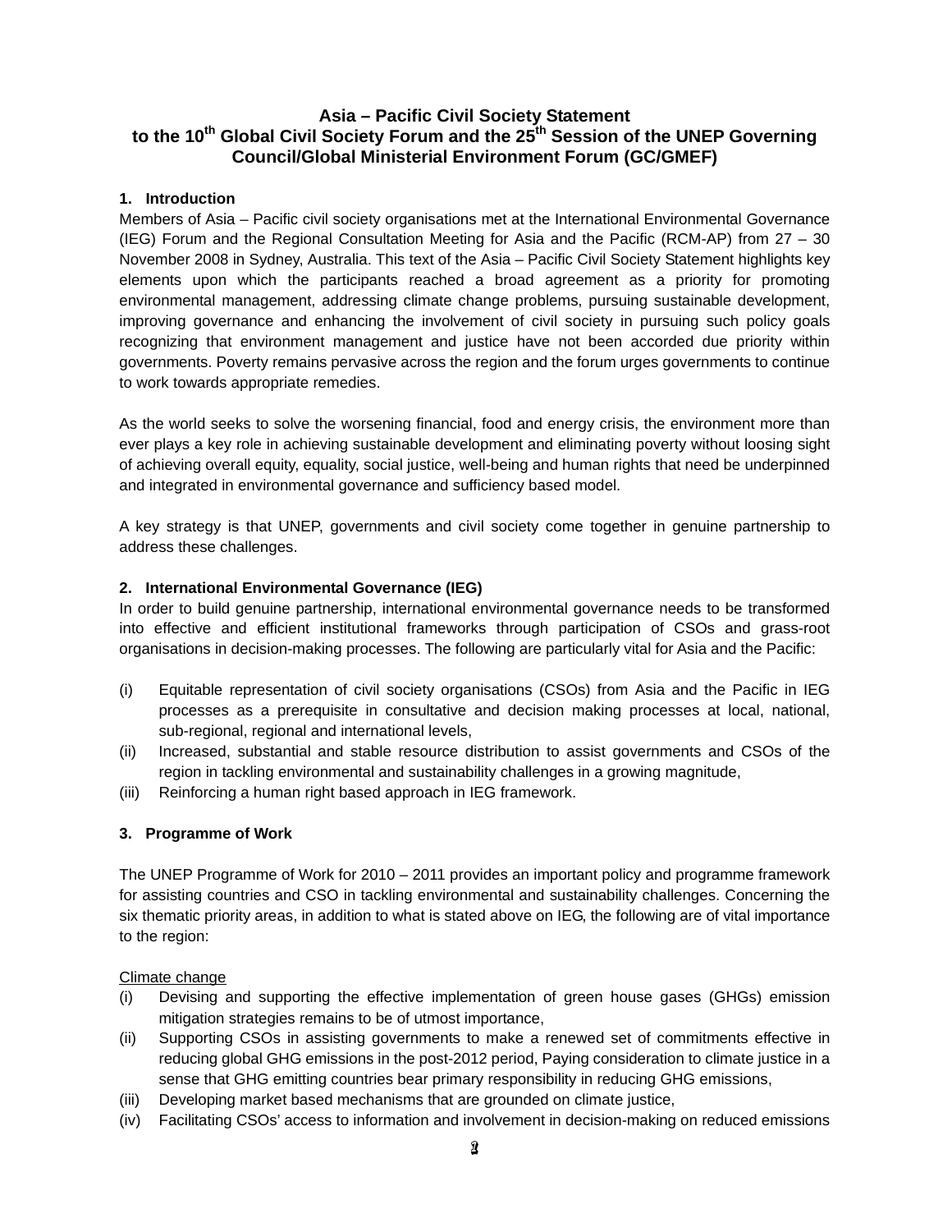# Asia – Pacific Civil Society Statement
# to the 10th Global Civil Society Forum and the 25th Session of the UNEP Governing Council/Global Ministerial Environment Forum (GC/GMEF)

## 1. Introduction

Members of Asia – Pacific civil society organisations met at the International Environmental Governance (IEG) Forum and the Regional Consultation Meeting for Asia and the Pacific (RCM-AP) from 27 – 30 November 2008 in Sydney, Australia. This text of the Asia – Pacific Civil Society Statement highlights key elements upon which the participants reached a broad agreement as a priority for promoting environmental management, addressing climate change problems, pursuing sustainable development, improving governance and enhancing the involvement of civil society in pursuing such policy goals recognizing that environment management and justice have not been accorded due priority within governments. Poverty remains pervasive across the region and the forum urges governments to continue to work towards appropriate remedies.

As the world seeks to solve the worsening financial, food and energy crisis, the environment more than ever plays a key role in achieving sustainable development and eliminating poverty without loosing sight of achieving overall equity, equality, social justice, well-being and human rights that need be underpinned and integrated in environmental governance and sufficiency based model.

A key strategy is that UNEP, governments and civil society come together in genuine partnership to address these challenges.

## 2. International Environmental Governance (IEG)

In order to build genuine partnership, international environmental governance needs to be transformed into effective and efficient institutional frameworks through participation of CSOs and grass-root organisations in decision-making processes. The following are particularly vital for Asia and the Pacific:

(i) Equitable representation of civil society organisations (CSOs) from Asia and the Pacific in IEG processes as a prerequisite in consultative and decision making processes at local, national, sub-regional, regional and international levels,
(ii) Increased, substantial and stable resource distribution to assist governments and CSOs of the region in tackling environmental and sustainability challenges in a growing magnitude,
(iii) Reinforcing a human right based approach in IEG framework.

## 3. Programme of Work

The UNEP Programme of Work for 2010 – 2011 provides an important policy and programme framework for assisting countries and CSO in tackling environmental and sustainability challenges. Concerning the six thematic priority areas, in addition to what is stated above on IEG, the following are of vital importance to the region:

Climate change

(i) Devising and supporting the effective implementation of green house gases (GHGs) emission mitigation strategies remains to be of utmost importance,
(ii) Supporting CSOs in assisting governments to make a renewed set of commitments effective in reducing global GHG emissions in the post-2012 period, Paying consideration to climate justice in a sense that GHG emitting countries bear primary responsibility in reducing GHG emissions,
(iii) Developing market based mechanisms that are grounded on climate justice,
(iv) Facilitating CSOs' access to information and involvement in decision-making on reduced emissions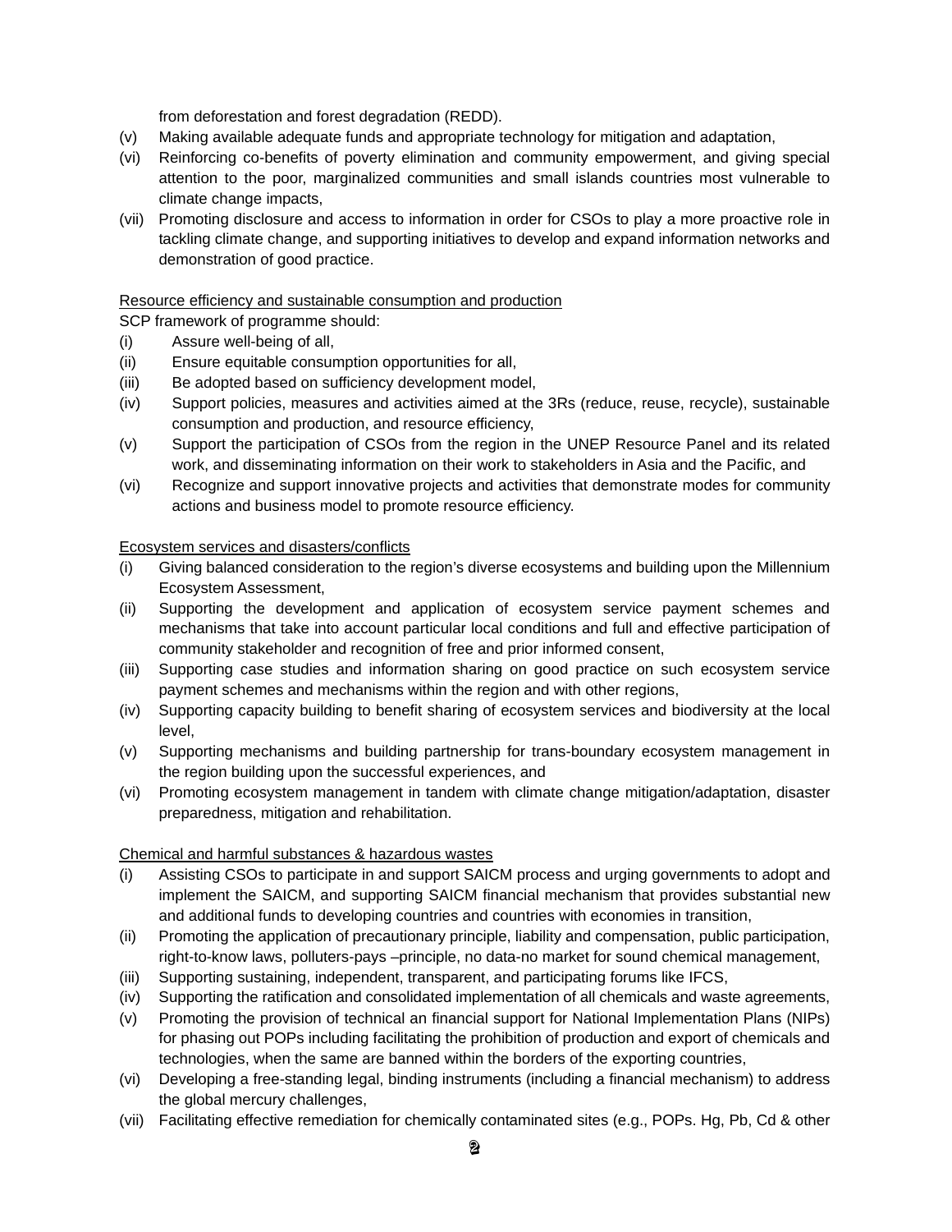from deforestation and forest degradation (REDD).

(v) Making available adequate funds and appropriate technology for mitigation and adaptation,

(vi) Reinforcing co-benefits of poverty elimination and community empowerment, and giving special attention to the poor, marginalized communities and small islands countries most vulnerable to climate change impacts,

(vii) Promoting disclosure and access to information in order for CSOs to play a more proactive role in tackling climate change, and supporting initiatives to develop and expand information networks and demonstration of good practice.

<u>Resource efficiency and sustainable consumption and production</u>

SCP framework of programme should:

(i) Assure well-being of all,

(ii) Ensure equitable consumption opportunities for all,

(iii) Be adopted based on sufficiency development model,

(iv) Support policies, measures and activities aimed at the 3Rs (reduce, reuse, recycle), sustainable consumption and production, and resource efficiency,

(v) Support the participation of CSOs from the region in the UNEP Resource Panel and its related work, and disseminating information on their work to stakeholders in Asia and the Pacific, and

(vi) Recognize and support innovative projects and activities that demonstrate modes for community actions and business model to promote resource efficiency.

<u>Ecosystem services and disasters/conflicts</u>

(i) Giving balanced consideration to the region's diverse ecosystems and building upon the Millennium Ecosystem Assessment,

(ii) Supporting the development and application of ecosystem service payment schemes and mechanisms that take into account particular local conditions and full and effective participation of community stakeholder and recognition of free and prior informed consent,

(iii) Supporting case studies and information sharing on good practice on such ecosystem service payment schemes and mechanisms within the region and with other regions,

(iv) Supporting capacity building to benefit sharing of ecosystem services and biodiversity at the local level,

(v) Supporting mechanisms and building partnership for trans-boundary ecosystem management in the region building upon the successful experiences, and

(vi) Promoting ecosystem management in tandem with climate change mitigation/adaptation, disaster preparedness, mitigation and rehabilitation.

<u>Chemical and harmful substances & hazardous wastes</u>

(i) Assisting CSOs to participate in and support SAICM process and urging governments to adopt and implement the SAICM, and supporting SAICM financial mechanism that provides substantial new and additional funds to developing countries and countries with economies in transition,

(ii) Promoting the application of precautionary principle, liability and compensation, public participation, right-to-know laws, polluters-pays –principle, no data-no market for sound chemical management,

(iii) Supporting sustaining, independent, transparent, and participating forums like IFCS,

(iv) Supporting the ratification and consolidated implementation of all chemicals and waste agreements,

(v) Promoting the provision of technical an financial support for National Implementation Plans (NIPs) for phasing out POPs including facilitating the prohibition of production and export of chemicals and technologies, when the same are banned within the borders of the exporting countries,

(vi) Developing a free-standing legal, binding instruments (including a financial mechanism) to address the global mercury challenges,

(vii) Facilitating effective remediation for chemically contaminated sites (e.g., POPs. Hg, Pb, Cd & other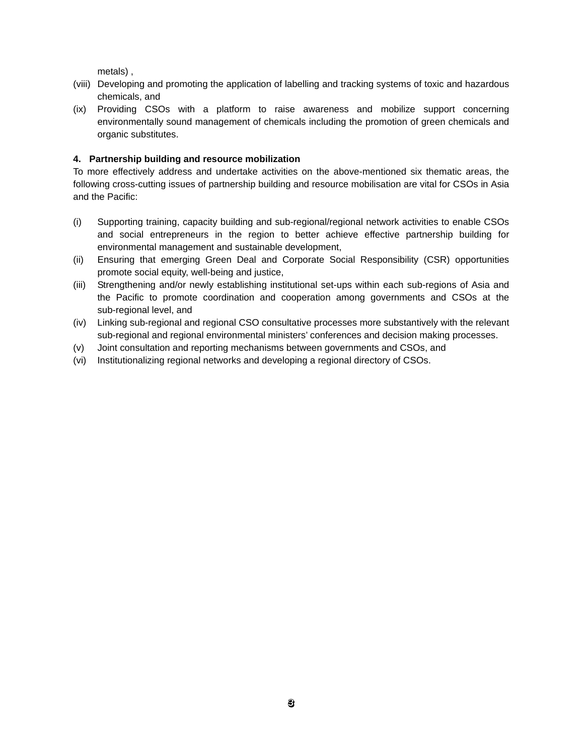metals) ,

(viii) Developing and promoting the application of labelling and tracking systems of toxic and hazardous chemicals, and

(ix) Providing CSOs with a platform to raise awareness and mobilize support concerning environmentally sound management of chemicals including the promotion of green chemicals and organic substitutes.

**4. Partnership building and resource mobilization**

To more effectively address and undertake activities on the above-mentioned six thematic areas, the following cross-cutting issues of partnership building and resource mobilisation are vital for CSOs in Asia and the Pacific:

(i) Supporting training, capacity building and sub-regional/regional network activities to enable CSOs and social entrepreneurs in the region to better achieve effective partnership building for environmental management and sustainable development,

(ii) Ensuring that emerging Green Deal and Corporate Social Responsibility (CSR) opportunities promote social equity, well-being and justice,

(iii) Strengthening and/or newly establishing institutional set-ups within each sub-regions of Asia and the Pacific to promote coordination and cooperation among governments and CSOs at the sub-regional level, and

(iv) Linking sub-regional and regional CSO consultative processes more substantively with the relevant sub-regional and regional environmental ministers' conferences and decision making processes.

(v) Joint consultation and reporting mechanisms between governments and CSOs, and

(vi) Institutionalizing regional networks and developing a regional directory of CSOs.